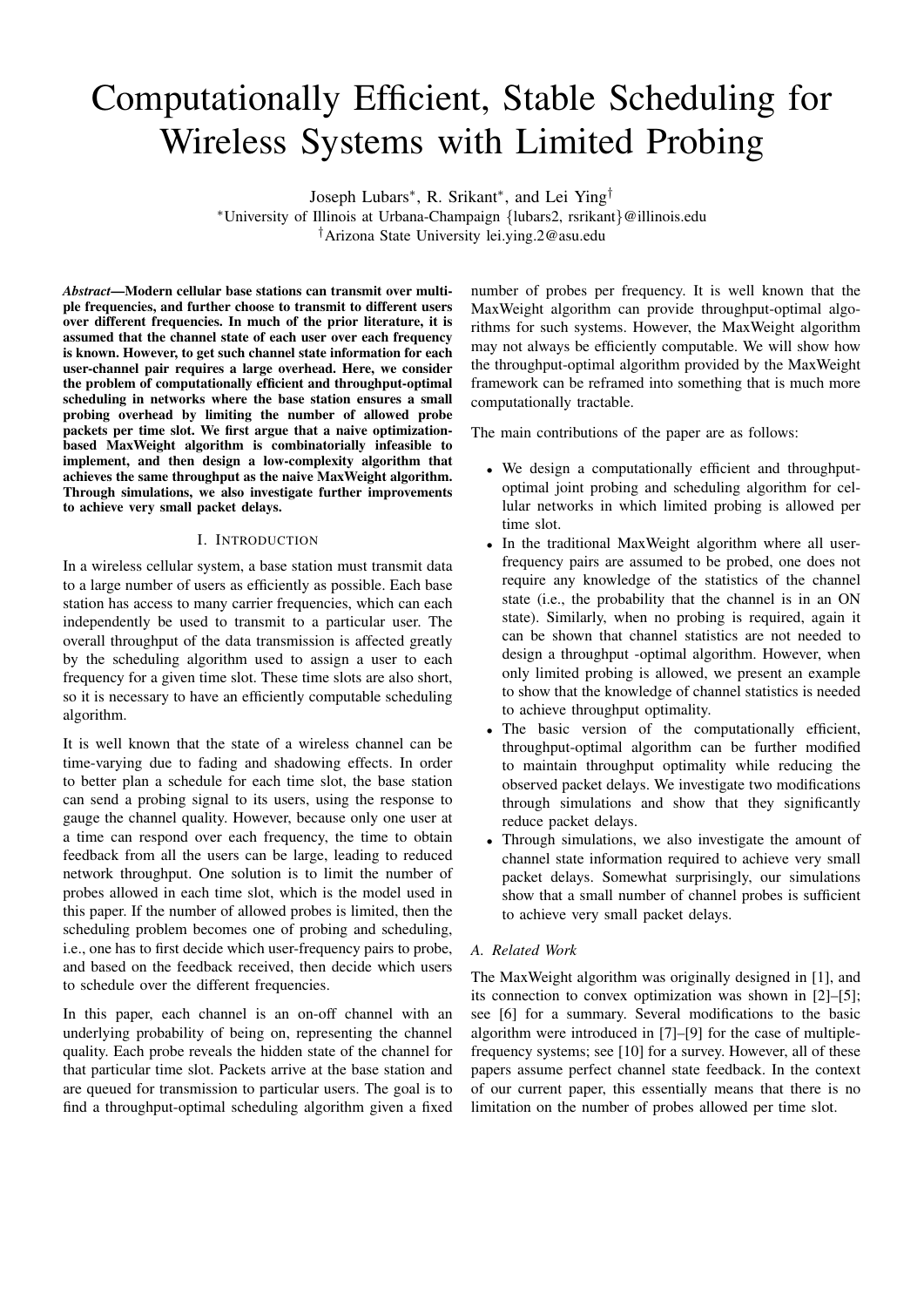# Computationally Efficient, Stable Scheduling for Wireless Systems with Limited Probing

Joseph Lubars[*], R. Srikant[*], and Lei Ying[†]

[*]University of Illinois at Urbana-Champaign {lubars2, rsrikant}@illinois.edu

[†]Arizona State University lei.ying.2@asu.edu

***Abstract*—Modern cellular base stations can transmit over multiple frequencies, and further choose to transmit to different users over different frequencies. In much of the prior literature, it is assumed that the channel state of each user over each frequency is known. However, to get such channel state information for each user-channel pair requires a large overhead. Here, we consider the problem of computationally efficient and throughput-optimal scheduling in networks where the base station ensures a small probing overhead by limiting the number of allowed probe packets per time slot. We first argue that a naive optimization-based MaxWeight algorithm is combinatorially infeasible to implement, and then design a low-complexity algorithm that achieves the same throughput as the naive MaxWeight algorithm. Through simulations, we also investigate further improvements to achieve very small packet delays.**

## I. Introduction

In a wireless cellular system, a base station must transmit data to a large number of users as efficiently as possible. Each base station has access to many carrier frequencies, which can each independently be used to transmit to a particular user. The overall throughput of the data transmission is affected greatly by the scheduling algorithm used to assign a user to each frequency for a given time slot. These time slots are also short, so it is necessary to have an efficiently computable scheduling algorithm.

It is well known that the state of a wireless channel can be time-varying due to fading and shadowing effects. In order to better plan a schedule for each time slot, the base station can send a probing signal to its users, using the response to gauge the channel quality. However, because only one user at a time can respond over each frequency, the time to obtain feedback from all the users can be large, leading to reduced network throughput. One solution is to limit the number of probes allowed in each time slot, which is the model used in this paper. If the number of allowed probes is limited, then the scheduling problem becomes one of probing and scheduling, i.e., one has to first decide which user-frequency pairs to probe, and based on the feedback received, then decide which users to schedule over the different frequencies.

In this paper, each channel is an on-off channel with an underlying probability of being on, representing the channel quality. Each probe reveals the hidden state of the channel for that particular time slot. Packets arrive at the base station and are queued for transmission to particular users. The goal is to find a throughput-optimal scheduling algorithm given a fixed number of probes per frequency. It is well known that the MaxWeight algorithm can provide throughput-optimal algorithms for such systems. However, the MaxWeight algorithm may not always be efficiently computable. We will show how the throughput-optimal algorithm provided by the MaxWeight framework can be reframed into something that is much more computationally tractable.

The main contributions of the paper are as follows:

- We design a computationally efficient and throughput-optimal joint probing and scheduling algorithm for cellular networks in which limited probing is allowed per time slot.
- In the traditional MaxWeight algorithm where all user-frequency pairs are assumed to be probed, one does not require any knowledge of the statistics of the channel state (i.e., the probability that the channel is in an ON state). Similarly, when no probing is required, again it can be shown that channel statistics are not needed to design a throughput -optimal algorithm. However, when only limited probing is allowed, we present an example to show that the knowledge of channel statistics is needed to achieve throughput optimality.
- The basic version of the computationally efficient, throughput-optimal algorithm can be further modified to maintain throughput optimality while reducing the observed packet delays. We investigate two modifications through simulations and show that they significantly reduce packet delays.
- Through simulations, we also investigate the amount of channel state information required to achieve very small packet delays. Somewhat surprisingly, our simulations show that a small number of channel probes is sufficient to achieve very small packet delays.

### A. Related Work

The MaxWeight algorithm was originally designed in [1], and its connection to convex optimization was shown in [2]–[5]; see [6] for a summary. Several modifications to the basic algorithm were introduced in [7]–[9] for the case of multiple-frequency systems; see [10] for a survey. However, all of these papers assume perfect channel state feedback. In the context of our current paper, this essentially means that there is no limitation on the number of probes allowed per time slot.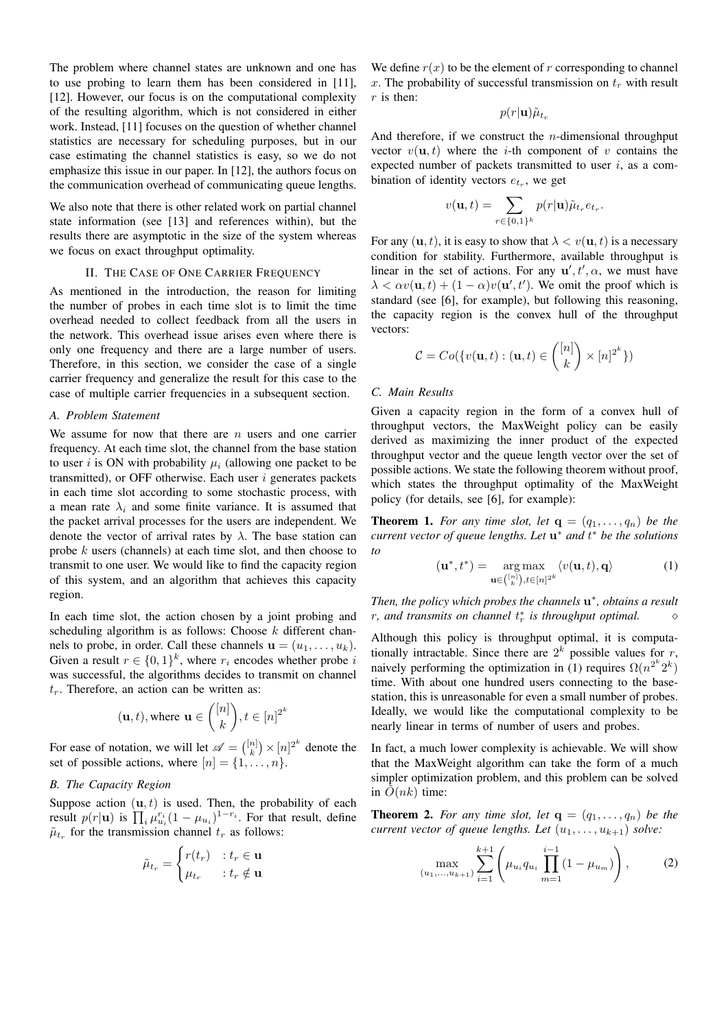The problem where channel states are unknown and one has to use probing to learn them has been considered in [11], [12]. However, our focus is on the computational complexity of the resulting algorithm, which is not considered in either work. Instead, [11] focuses on the question of whether channel statistics are necessary for scheduling purposes, but in our case estimating the channel statistics is easy, so we do not emphasize this issue in our paper. In [12], the authors focus on the communication overhead of communicating queue lengths.

We also note that there is other related work on partial channel state information (see [13] and references within), but the results there are asymptotic in the size of the system whereas we focus on exact throughput optimality.

## II. The Case of One Carrier Frequency

As mentioned in the introduction, the reason for limiting the number of probes in each time slot is to limit the time overhead needed to collect feedback from all the users in the network. This overhead issue arises even where there is only one frequency and there are a large number of users. Therefore, in this section, we consider the case of a single carrier frequency and generalize the result for this case to the case of multiple carrier frequencies in a subsequent section.

### A. Problem Statement

We assume for now that there are $n$ users and one carrier frequency. At each time slot, the channel from the base station to user $i$ is ON with probability $\mu_i$ (allowing one packet to be transmitted), or OFF otherwise. Each user $i$ generates packets in each time slot according to some stochastic process, with a mean rate $\lambda_i$ and some finite variance. It is assumed that the packet arrival processes for the users are independent. We denote the vector of arrival rates by $\lambda$. The base station can probe $k$ users (channels) at each time slot, and then choose to transmit to one user. We would like to find the capacity region of this system, and an algorithm that achieves this capacity region.

In each time slot, the action chosen by a joint probing and scheduling algorithm is as follows: Choose $k$ different channels to probe, in order. Call these channels $\mathbf{u} = (u_1, \ldots, u_k)$. Given a result $r \in \{0,1\}^k$, where $r_i$ encodes whether probe $i$ was successful, the algorithms decides to transmit on channel $t_r$. Therefore, an action can be written as:

$$(\mathbf{u}, t), \text{where } \mathbf{u} \in \binom{[n]}{k}, t \in [n]^{2^k}$$

For ease of notation, we will let $\mathscr{A} = \binom{[n]}{k} \times [n]^{2^k}$ denote the set of possible actions, where $[n] = \{1, \ldots, n\}$.

### B. The Capacity Region

Suppose action $(\mathbf{u}, t)$ is used. Then, the probability of each result $p(r|\mathbf{u})$ is $\prod_i \mu_{u_i}^{r_i}(1-\mu_{u_i})^{1-r_i}$. For that result, define $\tilde{\mu}_{t_r}$ for the transmission channel $t_r$ as follows:

$$\tilde{\mu}_{t_r} = \begin{cases} r(t_r) & : t_r \in \mathbf{u} \\ \mu_{t_r} & : t_r \notin \mathbf{u} \end{cases}$$

We define $r(x)$ to be the element of $r$ corresponding to channel $x$. The probability of successful transmission on $t_r$ with result $r$ is then:

$$p(r|\mathbf{u})\tilde{\mu}_{t_r}$$

And therefore, if we construct the $n$-dimensional throughput vector $v(\mathbf{u}, t)$ where the $i$-th component of $v$ contains the expected number of packets transmitted to user $i$, as a combination of identity vectors $e_{t_r}$, we get

$$v(\mathbf{u}, t) = \sum_{r \in \{0,1\}^k} p(r|\mathbf{u})\tilde{\mu}_{t_r} e_{t_r}.$$

For any $(\mathbf{u}, t)$, it is easy to show that $\lambda < v(\mathbf{u}, t)$ is a necessary condition for stability. Furthermore, available throughput is linear in the set of actions. For any $\mathbf{u}', t', \alpha$, we must have $\lambda < \alpha v(\mathbf{u}, t) + (1-\alpha)v(\mathbf{u}', t')$. We omit the proof which is standard (see [6], for example), but following this reasoning, the capacity region is the convex hull of the throughput vectors:

$$\mathcal{C} = Co(\{v(\mathbf{u}, t) : (\mathbf{u}, t) \in \binom{[n]}{k} \times [n]^{2^k}\})$$

### C. Main Results

Given a capacity region in the form of a convex hull of throughput vectors, the MaxWeight policy can be easily derived as maximizing the inner product of the expected throughput vector and the queue length vector over the set of possible actions. We state the following theorem without proof, which states the throughput optimality of the MaxWeight policy (for details, see [6], for example):

**Theorem 1.** *For any time slot, let $\mathbf{q} = (q_1, \ldots, q_n)$ be the current vector of queue lengths. Let $\mathbf{u}^*$ and $t^*$ be the solutions to*

$$(\mathbf{u}^*, t^*) = \underset{\mathbf{u} \in \binom{[n]}{k}, t \in [n]^{2^k}}{\arg\max} \langle v(\mathbf{u}, t), \mathbf{q} \rangle \tag{1}$$

*Then, the policy which probes the channels $\mathbf{u}^*$, obtains a result $r$, and transmits on channel $t_r^*$ is throughput optimal.* $\diamond$

Although this policy is throughput optimal, it is computationally intractable. Since there are $2^k$ possible values for $r$, naively performing the optimization in (1) requires $\Omega(n^{2^k}2^k)$ time. With about one hundred users connecting to the basestation, this is unreasonable for even a small number of probes. Ideally, we would like the computational complexity to be nearly linear in terms of number of users and probes.

In fact, a much lower complexity is achievable. We will show that the MaxWeight algorithm can take the form of a much simpler optimization problem, and this problem can be solved in $\tilde{O}(nk)$ time:

**Theorem 2.** *For any time slot, let $\mathbf{q} = (q_1, \ldots, q_n)$ be the current vector of queue lengths. Let $(u_1, \ldots, u_{k+1})$ solve:*

$$\max_{(u_1, \ldots, u_{k+1})} \sum_{i=1}^{k+1} \left( \mu_{u_i} q_{u_i} \prod_{m=1}^{i-1} (1 - \mu_{u_m}) \right), \tag{2}$$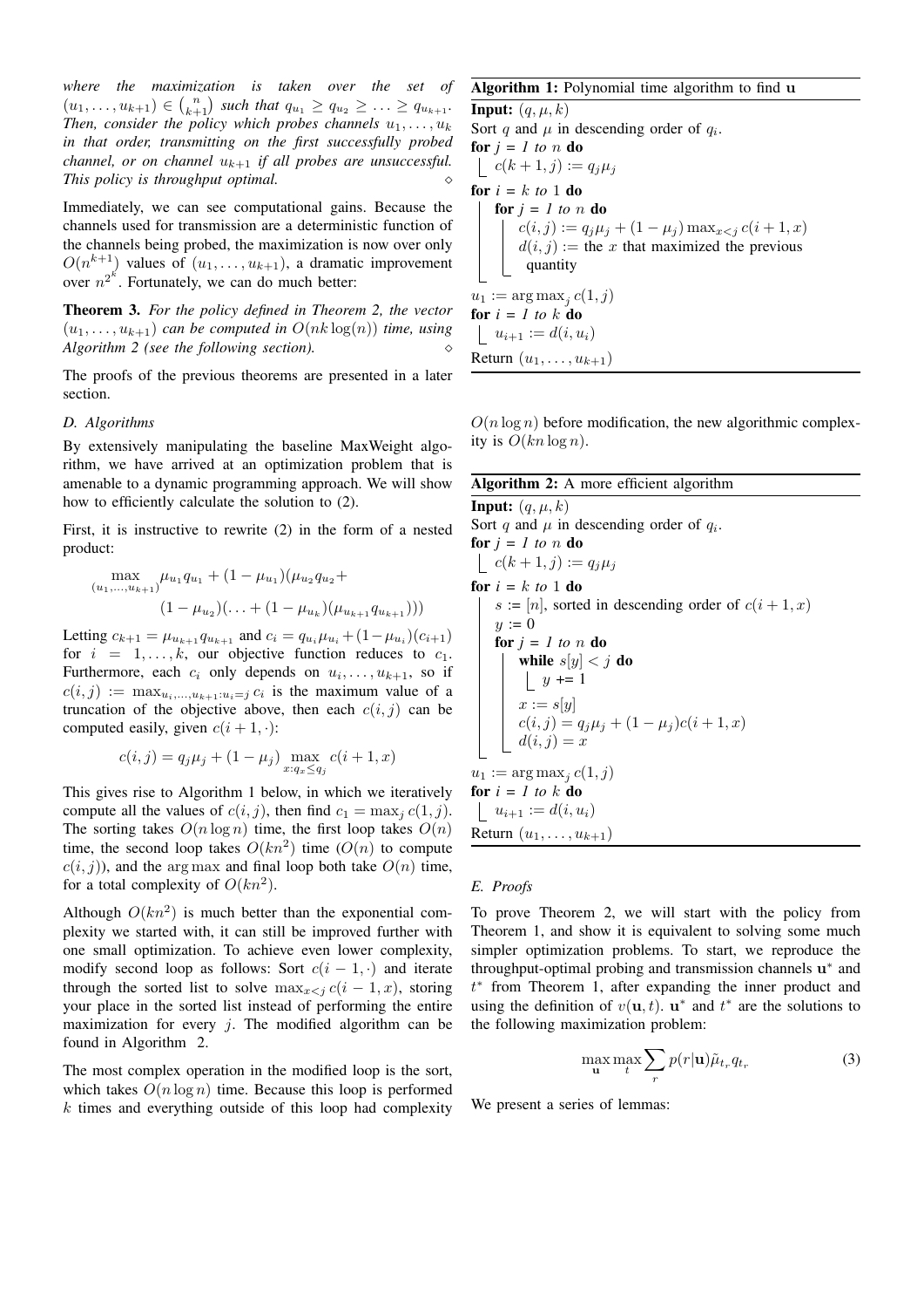*where the maximization is taken over the set of $(u_1, \ldots, u_{k+1}) \in \binom{n}{k+1}$ such that $q_{u_1} \geq q_{u_2} \geq \ldots \geq q_{u_{k+1}}$. Then, consider the policy which probes channels $u_1, \ldots, u_k$ in that order, transmitting on the first successfully probed channel, or on channel $u_{k+1}$ if all probes are unsuccessful. This policy is throughput optimal.* $\diamond$

Immediately, we can see computational gains. Because the channels used for transmission are a deterministic function of the channels being probed, the maximization is now over only $O(n^{k+1})$ values of $(u_1, \ldots, u_{k+1})$, a dramatic improvement over $n^{2^k}$. Fortunately, we can do much better:

**Theorem 3.** *For the policy defined in Theorem 2, the vector $(u_1, \ldots, u_{k+1})$ can be computed in $O(nk\log(n))$ time, using Algorithm 2 (see the following section).* $\diamond$

The proofs of the previous theorems are presented in a later section.

### D. Algorithms

By extensively manipulating the baseline MaxWeight algorithm, we have arrived at an optimization problem that is amenable to a dynamic programming approach. We will show how to efficiently calculate the solution to (2).

First, it is instructive to rewrite (2) in the form of a nested product:

$$\max_{(u_1, \ldots, u_{k+1})} \mu_{u_1} q_{u_1} + (1 - \mu_{u_1})(\mu_{u_2} q_{u_2} + (1 - \mu_{u_2})(\ldots + (1 - \mu_{u_k})(\mu_{u_{k+1}} q_{u_{k+1}})))$$

Letting $c_{k+1} = \mu_{u_{k+1}} q_{u_{k+1}}$ and $c_i = q_{u_i}\mu_{u_i} + (1-\mu_{u_i})(c_{i+1})$ for $i = 1, \ldots, k$, our objective function reduces to $c_1$. Furthermore, each $c_i$ only depends on $u_i, \ldots, u_{k+1}$, so if $c(i,j) := \max_{u_i, \ldots, u_{k+1} : u_i = j} c_i$ is the maximum value of a truncation of the objective above, then each $c(i,j)$ can be computed easily, given $c(i+1, \cdot)$:

$$c(i,j) = q_j \mu_j + (1 - \mu_j) \max_{x : q_x \leq q_j} c(i+1, x)$$

This gives rise to Algorithm 1 below, in which we iteratively compute all the values of $c(i,j)$, then find $c_1 = \max_j c(1,j)$. The sorting takes $O(n \log n)$ time, the first loop takes $O(n)$ time, the second loop takes $O(kn^2)$ time ($O(n)$ to compute $c(i,j)$), and the $\arg\max$ and final loop both take $O(n)$ time, for a total complexity of $O(kn^2)$.

Although $O(kn^2)$ is much better than the exponential complexity we started with, it can still be improved further with one small optimization. To achieve even lower complexity, modify second loop as follows: Sort $c(i-1, \cdot)$ and iterate through the sorted list to solve $\max_{x<j} c(i-1, x)$, storing your place in the sorted list instead of performing the entire maximization for every $j$. The modified algorithm can be found in Algorithm 2.

The most complex operation in the modified loop is the sort, which takes $O(n \log n)$ time. Because this loop is performed $k$ times and everything outside of this loop had complexity $O(n \log n)$ before modification, the new algorithmic complexity is $O(kn \log n)$.

**Algorithm 1:** Polynomial time algorithm to find $\mathbf{u}$

```
Input: (q, μ, k)
Sort q and μ in descending order of q_i.
for j = 1 to n do
    c(k+1, j) := q_j μ_j
for i = k to 1 do
    for j = 1 to n do
        c(i, j) := q_j μ_j + (1 − μ_j) max_{x<j} c(i+1, x)
        d(i, j) := the x that maximized the previous quantity
u_1 := argmax_j c(1, j)
for i = 1 to k do
    u_{i+1} := d(i, u_i)
Return (u_1, ..., u_{k+1})
```

**Algorithm 2:** A more efficient algorithm

```
Input: (q, μ, k)
Sort q and μ in descending order of q_i.
for j = 1 to n do
    c(k+1, j) := q_j μ_j
for i = k to 1 do
    s := [n], sorted in descending order of c(i+1, x)
    y := 0
    for j = 1 to n do
        while s[y] < j do
            y += 1
        x := s[y]
        c(i, j) = q_j μ_j + (1 − μ_j) c(i+1, x)
        d(i, j) = x
u_1 := argmax_j c(1, j)
for i = 1 to k do
    u_{i+1} := d(i, u_i)
Return (u_1, ..., u_{k+1})
```

### E. Proofs

To prove Theorem 2, we will start with the policy from Theorem 1, and show it is equivalent to solving some much simpler optimization problems. To start, we reproduce the throughput-optimal probing and transmission channels $\mathbf{u}^*$ and $t^*$ from Theorem 1, after expanding the inner product and using the definition of $v(\mathbf{u}, t)$. $\mathbf{u}^*$ and $t^*$ are the solutions to the following maximization problem:

$$\max_{\mathbf{u}} \max_{t} \sum_{r} p(r|\mathbf{u}) \tilde{\mu}_{t_r} q_{t_r} \tag{3}$$

We present a series of lemmas: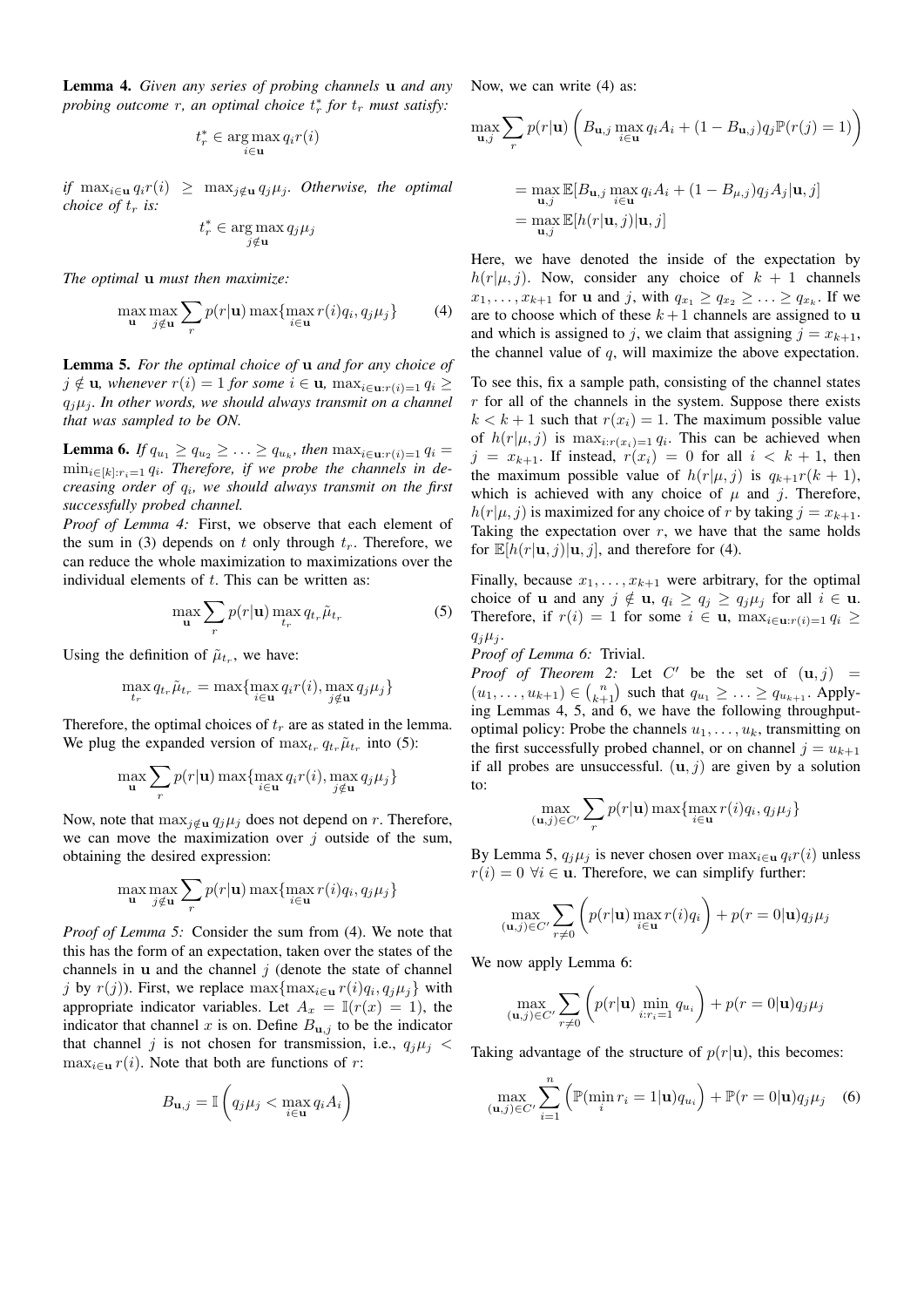**Lemma 4.** *Given any series of probing channels* $\mathbf{u}$ *and any probing outcome* $r$*, an optimal choice* $t_r^*$ *for* $t_r$ *must satisfy:*

$$t_r^* \in \arg\max_{i \in \mathbf{u}} q_i r(i)$$

*if* $\max_{i \in \mathbf{u}} q_i r(i) \geq \max_{j \notin \mathbf{u}} q_j \mu_j$*. Otherwise, the optimal choice of* $t_r$ *is:*

$$t_r^* \in \arg\max_{j \notin \mathbf{u}} q_j \mu_j$$

*The optimal* $\mathbf{u}$ *must then maximize:*

$$\max_{\mathbf{u}} \max_{j \notin \mathbf{u}} \sum_r p(r|\mathbf{u}) \max\{\max_{i \in \mathbf{u}} r(i) q_i, q_j \mu_j\} \tag{4}$$

**Lemma 5.** *For the optimal choice of* $\mathbf{u}$ *and for any choice of* $j \notin \mathbf{u}$*, whenever* $r(i) = 1$ *for some* $i \in \mathbf{u}$*,* $\max_{i \in \mathbf{u}: r(i)=1} q_i \geq q_j \mu_j$*. In other words, we should always transmit on a channel that was sampled to be ON.*

**Lemma 6.** *If* $q_{u_1} \geq q_{u_2} \geq \ldots \geq q_{u_k}$*, then* $\max_{i \in \mathbf{u}: r(i)=1} q_i = \min_{i \in [k]: r_i = 1} q_i$*. Therefore, if we probe the channels in decreasing order of* $q_i$*, we should always transmit on the first successfully probed channel.*

*Proof of Lemma 4:* First, we observe that each element of the sum in (3) depends on $t$ only through $t_r$. Therefore, we can reduce the whole maximization to maximizations over the individual elements of $t$. This can be written as:

$$\max_{\mathbf{u}} \sum_r p(r|\mathbf{u}) \max_{t_r} q_{t_r} \tilde{\mu}_{t_r} \tag{5}$$

Using the definition of $\tilde{\mu}_{t_r}$, we have:

$$\max_{t_r} q_{t_r} \tilde{\mu}_{t_r} = \max\{\max_{i \in \mathbf{u}} q_i r(i), \max_{j \notin \mathbf{u}} q_j \mu_j\}$$

Therefore, the optimal choices of $t_r$ are as stated in the lemma. We plug the expanded version of $\max_{t_r} q_{t_r} \tilde{\mu}_{t_r}$ into (5):

$$\max_{\mathbf{u}} \sum_r p(r|\mathbf{u}) \max\{\max_{i \in \mathbf{u}} q_i r(i), \max_{j \notin \mathbf{u}} q_j \mu_j\}$$

Now, note that $\max_{j \notin \mathbf{u}} q_j \mu_j$ does not depend on $r$. Therefore, we can move the maximization over $j$ outside of the sum, obtaining the desired expression:

$$\max_{\mathbf{u}} \max_{j \notin \mathbf{u}} \sum_r p(r|\mathbf{u}) \max\{\max_{i \in \mathbf{u}} r(i) q_i, q_j \mu_j\}$$

*Proof of Lemma 5:* Consider the sum from (4). We note that this has the form of an expectation, taken over the states of the channels in $\mathbf{u}$ and the channel $j$ (denote the state of channel $j$ by $r(j)$). First, we replace $\max\{\max_{i \in \mathbf{u}} r(i) q_i, q_j \mu_j\}$ with appropriate indicator variables. Let $A_x = \mathbb{I}(r(x) = 1)$, the indicator that channel $x$ is on. Define $B_{\mathbf{u},j}$ to be the indicator that channel $j$ is not chosen for transmission, i.e., $q_j \mu_j < \max_{i \in \mathbf{u}} r(i)$. Note that both are functions of $r$:

$$B_{\mathbf{u},j} = \mathbb{I}\left(q_j \mu_j < \max_{i \in \mathbf{u}} q_i A_i\right)$$

Now, we can write (4) as:

$$\max_{\mathbf{u},j} \sum_r p(r|\mathbf{u}) \left(B_{\mathbf{u},j} \max_{i \in \mathbf{u}} q_i A_i + (1 - B_{\mathbf{u},j}) q_j \mathbb{P}(r(j) = 1)\right)$$

$$= \max_{\mathbf{u},j} \mathbb{E}[B_{\mathbf{u},j} \max_{i \in \mathbf{u}} q_i A_i + (1 - B_{\mu,j}) q_j A_j | \mathbf{u}, j]$$
$$= \max_{\mathbf{u},j} \mathbb{E}[h(r|\mathbf{u}, j) | \mathbf{u}, j]$$

Here, we have denoted the inside of the expectation by $h(r|\mu, j)$. Now, consider any choice of $k+1$ channels $x_1, \ldots, x_{k+1}$ for $\mathbf{u}$ and $j$, with $q_{x_1} \geq q_{x_2} \geq \ldots \geq q_{x_k}$. If we are to choose which of these $k+1$ channels are assigned to $\mathbf{u}$ and which is assigned to $j$, we claim that assigning $j = x_{k+1}$, the channel value of $q$, will maximize the above expectation.

To see this, fix a sample path, consisting of the channel states $r$ for all of the channels in the system. Suppose there exists $k < k+1$ such that $r(x_i) = 1$. The maximum possible value of $h(r|\mu, j)$ is $\max_{i: r(x_i)=1} q_i$. This can be achieved when $j = x_{k+1}$. If instead, $r(x_i) = 0$ for all $i < k+1$, then the maximum possible value of $h(r|\mu, j)$ is $q_{k+1} r(k+1)$, which is achieved with any choice of $\mu$ and $j$. Therefore, $h(r|\mu, j)$ is maximized for any choice of $r$ by taking $j = x_{k+1}$. Taking the expectation over $r$, we have that the same holds for $\mathbb{E}[h(r|\mathbf{u}, j)|\mathbf{u}, j]$, and therefore for (4).

Finally, because $x_1, \ldots, x_{k+1}$ were arbitrary, for the optimal choice of $\mathbf{u}$ and any $j \notin \mathbf{u}$, $q_i \geq q_j \geq q_j \mu_j$ for all $i \in \mathbf{u}$. Therefore, if $r(i) = 1$ for some $i \in \mathbf{u}$, $\max_{i \in \mathbf{u}: r(i)=1} q_i \geq q_j \mu_j$.

*Proof of Lemma 6:* Trivial.

*Proof of Theorem 2:* Let $C'$ be the set of $(\mathbf{u}, j) = (u_1, \ldots, u_{k+1}) \in \binom{n}{k+1}$ such that $q_{u_1} \geq \ldots \geq q_{u_{k+1}}$. Applying Lemmas 4, 5, and 6, we have the following throughput-optimal policy: Probe the channels $u_1, \ldots, u_k$, transmitting on the first successfully probed channel, or on channel $j = u_{k+1}$ if all probes are unsuccessful. $(\mathbf{u}, j)$ are given by a solution to:

$$\max_{(\mathbf{u},j) \in C'} \sum_r p(r|\mathbf{u}) \max\{\max_{i \in \mathbf{u}} r(i) q_i, q_j \mu_j\}$$

By Lemma 5, $q_j \mu_j$ is never chosen over $\max_{i \in \mathbf{u}} q_i r(i)$ unless $r(i) = 0 \ \forall i \in \mathbf{u}$. Therefore, we can simplify further:

$$\max_{(\mathbf{u},j) \in C'} \sum_{r \neq 0} \left(p(r|\mathbf{u}) \max_{i \in \mathbf{u}} r(i) q_i\right) + p(r = 0|\mathbf{u}) q_j \mu_j$$

We now apply Lemma 6:

$$\max_{(\mathbf{u},j) \in C'} \sum_{r \neq 0} \left(p(r|\mathbf{u}) \min_{i: r_i = 1} q_{u_i}\right) + p(r = 0|\mathbf{u}) q_j \mu_j$$

Taking advantage of the structure of $p(r|\mathbf{u})$, this becomes:

$$\max_{(\mathbf{u},j) \in C'} \sum_{i=1}^{n} \left(\mathbb{P}(\min_i r_i = 1|\mathbf{u}) q_{u_i}\right) + \mathbb{P}(r = 0|\mathbf{u}) q_j \mu_j \tag{6}$$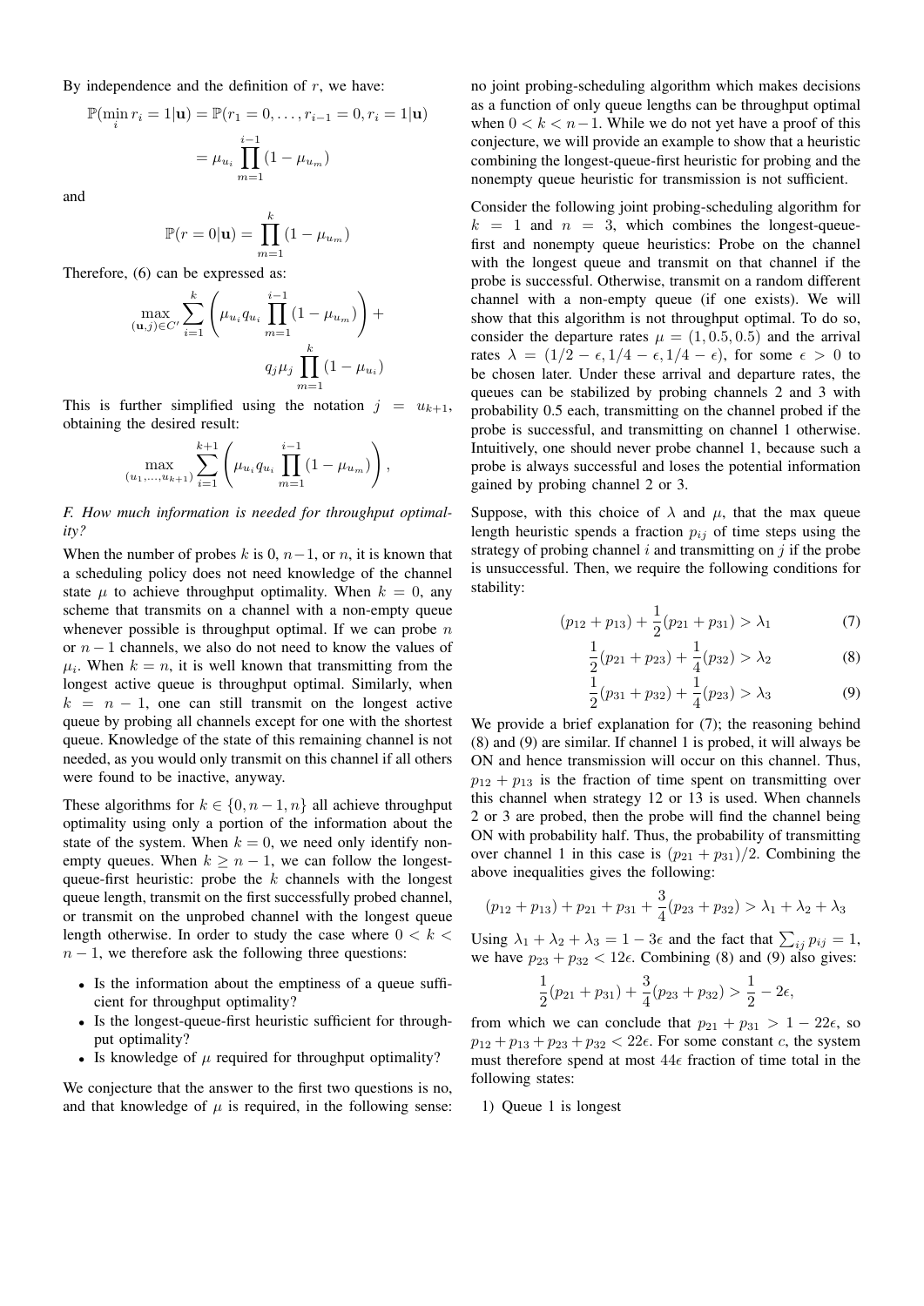By independence and the definition of $r$, we have:

$$\mathbb{P}(\min_i r_i = 1|\mathbf{u}) = \mathbb{P}(r_1 = 0, \ldots, r_{i-1} = 0, r_i = 1|\mathbf{u})$$

$$= \mu_{u_i} \prod_{m=1}^{i-1} (1 - \mu_{u_m})$$

and

$$\mathbb{P}(r = 0|\mathbf{u}) = \prod_{m=1}^{k} (1 - \mu_{u_m})$$

Therefore, (6) can be expressed as:

$$\max_{(\mathbf{u},j) \in C'} \sum_{i=1}^{k} \left( \mu_{u_i} q_{u_i} \prod_{m=1}^{i-1} (1 - \mu_{u_m}) \right) + q_j \mu_j \prod_{m=1}^{k} (1 - \mu_{u_i})$$

This is further simplified using the notation $j = u_{k+1}$, obtaining the desired result:

$$\max_{(u_1,\ldots,u_{k+1})} \sum_{i=1}^{k+1} \left( \mu_{u_i} q_{u_i} \prod_{m=1}^{i-1} (1 - \mu_{u_m}) \right),$$

### *F. How much information is needed for throughput optimality?*

When the number of probes $k$ is 0, $n-1$, or $n$, it is known that a scheduling policy does not need knowledge of the channel state $\mu$ to achieve throughput optimality. When $k = 0$, any scheme that transmits on a channel with a non-empty queue whenever possible is throughput optimal. If we can probe $n$ or $n-1$ channels, we also do not need to know the values of $\mu_i$. When $k = n$, it is well known that transmitting from the longest active queue is throughput optimal. Similarly, when $k = n - 1$, one can still transmit on the longest active queue by probing all channels except for one with the shortest queue. Knowledge of the state of this remaining channel is not needed, as you would only transmit on this channel if all others were found to be inactive, anyway.

These algorithms for $k \in \{0, n-1, n\}$ all achieve throughput optimality using only a portion of the information about the state of the system. When $k = 0$, we need only identify non-empty queues. When $k \geq n - 1$, we can follow the longest-queue-first heuristic: probe the $k$ channels with the longest queue length, transmit on the first successfully probed channel, or transmit on the unprobed channel with the longest queue length otherwise. In order to study the case where $0 < k < n - 1$, we therefore ask the following three questions:

- Is the information about the emptiness of a queue sufficient for throughput optimality?
- Is the longest-queue-first heuristic sufficient for throughput optimality?
- Is knowledge of $\mu$ required for throughput optimality?

We conjecture that the answer to the first two questions is no, and that knowledge of $\mu$ is required, in the following sense: no joint probing-scheduling algorithm which makes decisions as a function of only queue lengths can be throughput optimal when $0 < k < n-1$. While we do not yet have a proof of this conjecture, we will provide an example to show that a heuristic combining the longest-queue-first heuristic for probing and the nonempty queue heuristic for transmission is not sufficient.

Consider the following joint probing-scheduling algorithm for $k = 1$ and $n = 3$, which combines the longest-queue-first and nonempty queue heuristics: Probe on the channel with the longest queue and transmit on that channel if the probe is successful. Otherwise, transmit on a random different channel with a non-empty queue (if one exists). We will show that this algorithm is not throughput optimal. To do so, consider the departure rates $\mu = (1, 0.5, 0.5)$ and the arrival rates $\lambda = (1/2 - \epsilon, 1/4 - \epsilon, 1/4 - \epsilon)$, for some $\epsilon > 0$ to be chosen later. Under these arrival and departure rates, the queues can be stabilized by probing channels 2 and 3 with probability 0.5 each, transmitting on the channel probed if the probe is successful, and transmitting on channel 1 otherwise. Intuitively, one should never probe channel 1, because such a probe is always successful and loses the potential information gained by probing channel 2 or 3.

Suppose, with this choice of $\lambda$ and $\mu$, that the max queue length heuristic spends a fraction $p_{ij}$ of time steps using the strategy of probing channel $i$ and transmitting on $j$ if the probe is unsuccessful. Then, we require the following conditions for stability:

$$(p_{12} + p_{13}) + \frac{1}{2}(p_{21} + p_{31}) > \lambda_1 \tag{7}$$

$$\frac{1}{2}(p_{21} + p_{23}) + \frac{1}{4}(p_{32}) > \lambda_2 \tag{8}$$

$$\frac{1}{2}(p_{31} + p_{32}) + \frac{1}{4}(p_{23}) > \lambda_3 \tag{9}$$

We provide a brief explanation for (7); the reasoning behind (8) and (9) are similar. If channel 1 is probed, it will always be ON and hence transmission will occur on this channel. Thus, $p_{12} + p_{13}$ is the fraction of time spent on transmitting over this channel when strategy 12 or 13 is used. When channels 2 or 3 are probed, then the probe will find the channel being ON with probability half. Thus, the probability of transmitting over channel 1 in this case is $(p_{21} + p_{31})/2$. Combining the above inequalities gives the following:

$$(p_{12} + p_{13}) + p_{21} + p_{31} + \frac{3}{4}(p_{23} + p_{32}) > \lambda_1 + \lambda_2 + \lambda_3$$

Using $\lambda_1 + \lambda_2 + \lambda_3 = 1 - 3\epsilon$ and the fact that $\sum_{ij} p_{ij} = 1$, we have $p_{23} + p_{32} < 12\epsilon$. Combining (8) and (9) also gives:

$$\frac{1}{2}(p_{21} + p_{31}) + \frac{3}{4}(p_{23} + p_{32}) > \frac{1}{2} - 2\epsilon,$$

from which we can conclude that $p_{21} + p_{31} > 1 - 22\epsilon$, so $p_{12} + p_{13} + p_{23} + p_{32} < 22\epsilon$. For some constant $c$, the system must therefore spend at most $44\epsilon$ fraction of time total in the following states:

1) Queue 1 is longest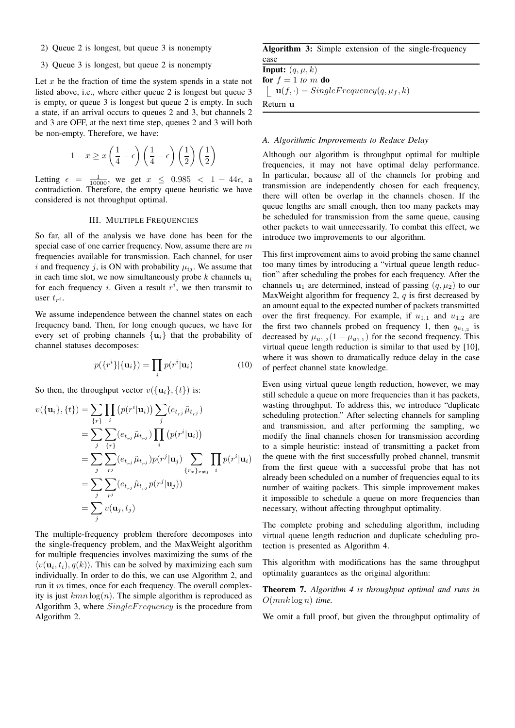2) Queue 2 is longest, but queue 3 is nonempty

3) Queue 3 is longest, but queue 2 is nonempty

Let $x$ be the fraction of time the system spends in a state not listed above, i.e., where either queue 2 is longest but queue 3 is empty, or queue 3 is longest but queue 2 is empty. In such a state, if an arrival occurs to queues 2 and 3, but channels 2 and 3 are OFF, at the next time step, queues 2 and 3 will both be non-empty. Therefore, we have:

$$1 - x \geq x \left(\frac{1}{4} - \epsilon\right)\left(\frac{1}{4} - \epsilon\right)\left(\frac{1}{2}\right)\left(\frac{1}{2}\right)$$

Letting $\epsilon = \frac{1}{10000}$, we get $x \leq 0.985 < 1 - 44\epsilon$, a contradiction. Therefore, the empty queue heuristic we have considered is not throughput optimal.

## III. Multiple Frequencies

So far, all of the analysis we have done has been for the special case of one carrier frequency. Now, assume there are $m$ frequencies available for transmission. Each channel, for user $i$ and frequency $j$, is ON with probability $\mu_{ij}$. We assume that in each time slot, we now simultaneously probe $k$ channels $\mathbf{u}_i$ for each frequency $i$. Given a result $r^i$, we then transmit to user $t_{r^i}$.

We assume independence between the channel states on each frequency band. Then, for long enough queues, we have for every set of probing channels $\{\mathbf{u}_i\}$ that the probability of channel statuses decomposes:

$$p(\{r^i\}|\{\mathbf{u}_i\}) = \prod_i p(r^i|\mathbf{u}_i) \tag{10}$$

So then, the throughput vector $v(\{\mathbf{u}_i\}, \{t\})$ is:

$$\begin{aligned}
v(\{\mathbf{u}_i\}, \{t\}) &= \sum_{\{r\}} \prod_i \left(p(r^i|\mathbf{u}_i)\right) \sum_j (e_{t_{r^j}} \tilde{\mu}_{t_{r^j}}) \\
&= \sum_j \sum_{\{r\}} (e_{t_{r^j}} \tilde{\mu}_{t_{r^j}}) \prod_i \left(p(r^i|\mathbf{u}_i)\right) \\
&= \sum_j \sum_{r^j} (e_{t_{r^j}} \tilde{\mu}_{t_{r^j}}) p(r^j|\mathbf{u}_j) \sum_{\{r_x\}_{x \neq j}} \prod_i p(r^i|\mathbf{u}_i) \\
&= \sum_j \sum_{r^j} (e_{t_{r^j}} \tilde{\mu}_{t_{r^j}} p(r^j|\mathbf{u}_j)) \\
&= \sum_j v(\mathbf{u}_j, t_j)
\end{aligned}$$

The multiple-frequency problem therefore decomposes into the single-frequency problem, and the MaxWeight algorithm for multiple frequencies involves maximizing the sums of the $\langle v(\mathbf{u}_i, t_i), q(k)\rangle$. This can be solved by maximizing each sum individually. In order to do this, we can use Algorithm 2, and run it $m$ times, once for each frequency. The overall complexity is just $kmn\log(n)$. The simple algorithm is reproduced as Algorithm 3, where $SingleFrequency$ is the procedure from Algorithm 2.

**Algorithm 3:** Simple extension of the single-frequency case

```
Input: (q, μ, k)
for f = 1 to m do
    u(f, ·) = SingleFrequency(q, μ_f, k)
Return u
```

### A. Algorithmic Improvements to Reduce Delay

Although our algorithm is throughput optimal for multiple frequencies, it may not have optimal delay performance. In particular, because all of the channels for probing and transmission are independently chosen for each frequency, there will often be overlap in the channels chosen. If the queue lengths are small enough, then too many packets may be scheduled for transmission from the same queue, causing other packets to wait unnecessarily. To combat this effect, we introduce two improvements to our algorithm.

This first improvement aims to avoid probing the same channel too many times by introducing a "virtual queue length reduction" after scheduling the probes for each frequency. After the channels $\mathbf{u}_1$ are determined, instead of passing $(q, \mu_2)$ to our MaxWeight algorithm for frequency 2, $q$ is first decreased by an amount equal to the expected number of packets transmitted over the first frequency. For example, if $u_{1,1}$ and $u_{1,2}$ are the first two channels probed on frequency 1, then $q_{u_{1,2}}$ is decreased by $\mu_{u_{1,2}}(1 - \mu_{u_{1,1}})$ for the second frequency. This virtual queue length reduction is similar to that used by [10], where it was shown to dramatically reduce delay in the case of perfect channel state knowledge.

Even using virtual queue length reduction, however, we may still schedule a queue on more frequencies than it has packets, wasting throughput. To address this, we introduce "duplicate scheduling protection." After selecting channels for sampling and transmission, and after performing the sampling, we modify the final channels chosen for transmission according to a simple heuristic: instead of transmitting a packet from the queue with the first successfully probed channel, transmit from the first queue with a successful probe that has not already been scheduled on a number of frequencies equal to its number of waiting packets. This simple improvement makes it impossible to schedule a queue on more frequencies than necessary, without affecting throughput optimality.

The complete probing and scheduling algorithm, including virtual queue length reduction and duplicate scheduling protection is presented as Algorithm 4.

This algorithm with modifications has the same throughput optimality guarantees as the original algorithm:

**Theorem 7.** *Algorithm 4 is throughput optimal and runs in $O(mnk\log n)$ time.*

We omit a full proof, but given the throughput optimality of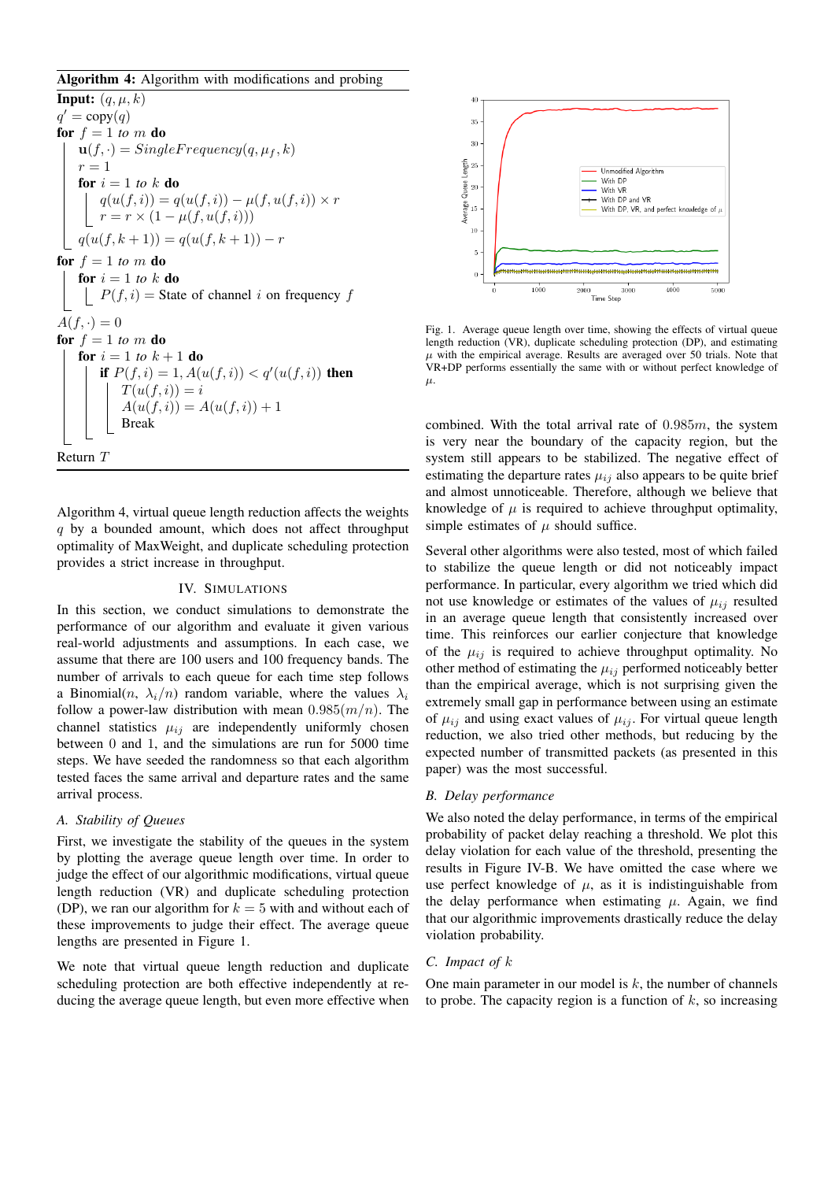**Algorithm 4:** Algorithm with modifications and probing

```
Input: (q, μ, k)
q' = copy(q)
for f = 1 to m do
    u(f, ·) = SingleFrequency(q, μ_f, k)
    r = 1
    for i = 1 to k do
        q(u(f, i)) = q(u(f, i)) − μ(f, u(f, i)) × r
        r = r × (1 − μ(f, u(f, i)))
    q(u(f, k + 1)) = q(u(f, k + 1)) − r
for f = 1 to m do
    for i = 1 to k do
        P(f, i) = State of channel i on frequency f
A(f, ·) = 0
for f = 1 to m do
    for i = 1 to k + 1 do
        if P(f, i) = 1, A(u(f, i)) < q'(u(f, i)) then
            T(u(f, i)) = i
            A(u(f, i)) = A(u(f, i)) + 1
            Break
Return T
```

Algorithm 4, virtual queue length reduction affects the weights $q$ by a bounded amount, which does not affect throughput optimality of MaxWeight, and duplicate scheduling protection provides a strict increase in throughput.

## IV. Simulations

In this section, we conduct simulations to demonstrate the performance of our algorithm and evaluate it given various real-world adjustments and assumptions. In each case, we assume that there are 100 users and 100 frequency bands. The number of arrivals to each queue for each time step follows a Binomial($n$, $\lambda_i/n$) random variable, where the values $\lambda_i$ follow a power-law distribution with mean $0.985(m/n)$. The channel statistics $\mu_{ij}$ are independently uniformly chosen between 0 and 1, and the simulations are run for 5000 time steps. We have seeded the randomness so that each algorithm tested faces the same arrival and departure rates and the same arrival process.

### A. Stability of Queues

First, we investigate the stability of the queues in the system by plotting the average queue length over time. In order to judge the effect of our algorithmic modifications, virtual queue length reduction (VR) and duplicate scheduling protection (DP), we ran our algorithm for $k = 5$ with and without each of these improvements to judge their effect. The average queue lengths are presented in Figure 1.

We note that virtual queue length reduction and duplicate scheduling protection are both effective independently at reducing the average queue length, but even more effective when combined. With the total arrival rate of $0.985m$, the system is very near the boundary of the capacity region, but the system still appears to be stabilized. The negative effect of estimating the departure rates $\mu_{ij}$ also appears to be quite brief and almost unnoticeable. Therefore, although we believe that knowledge of $\mu$ is required to achieve throughput optimality, simple estimates of $\mu$ should suffice.

Fig. 1. Average queue length over time, showing the effects of virtual queue length reduction (VR), duplicate scheduling protection (DP), and estimating $\mu$ with the empirical average. Results are averaged over 50 trials. Note that VR+DP performs essentially the same with or without perfect knowledge of $\mu$.

Several other algorithms were also tested, most of which failed to stabilize the queue length or did not noticeably impact performance. In particular, every algorithm we tried which did not use knowledge or estimates of the values of $\mu_{ij}$ resulted in an average queue length that consistently increased over time. This reinforces our earlier conjecture that knowledge of the $\mu_{ij}$ is required to achieve throughput optimality. No other method of estimating the $\mu_{ij}$ performed noticeably better than the empirical average, which is not surprising given the extremely small gap in performance between using an estimate of $\mu_{ij}$ and using exact values of $\mu_{ij}$. For virtual queue length reduction, we also tried other methods, but reducing by the expected number of transmitted packets (as presented in this paper) was the most successful.

### B. Delay performance

We also noted the delay performance, in terms of the empirical probability of packet delay reaching a threshold. We plot this delay violation for each value of the threshold, presenting the results in Figure IV-B. We have omitted the case where we use perfect knowledge of $\mu$, as it is indistinguishable from the delay performance when estimating $\mu$. Again, we find that our algorithmic improvements drastically reduce the delay violation probability.

### C. Impact of $k$

One main parameter in our model is $k$, the number of channels to probe. The capacity region is a function of $k$, so increasing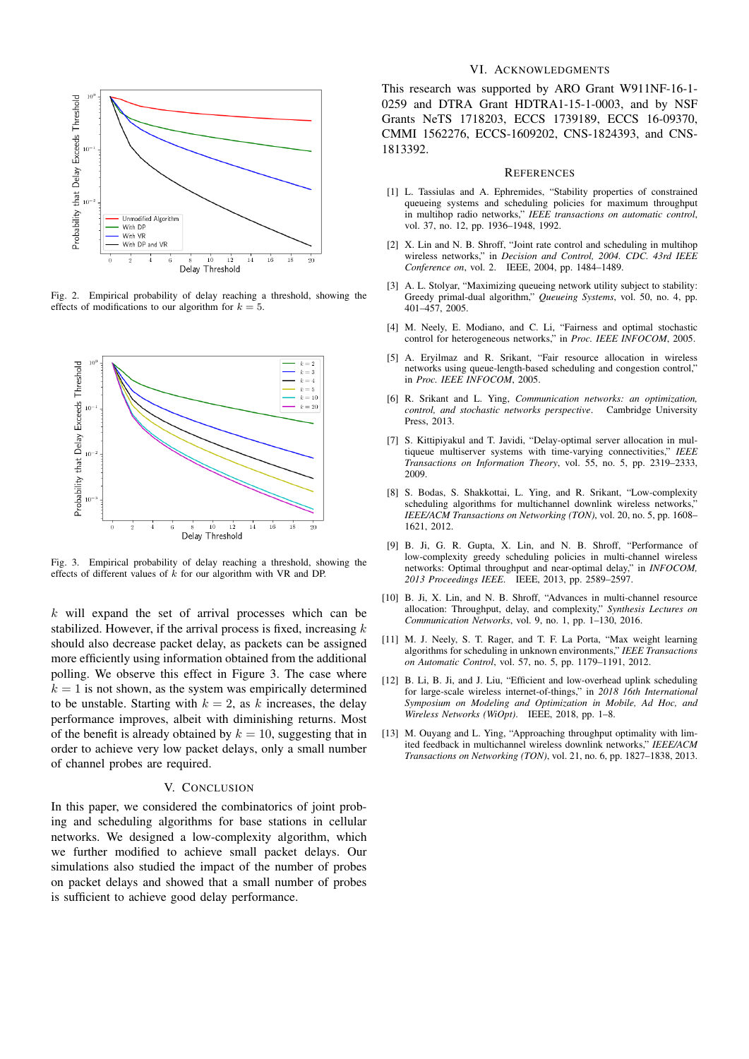Probability that Delay Exceeds Threshold

$10^0$

$10^{-1}$

$10^{-2}$

0 2 4 6 8 10 12 14 16 18 20

Delay Threshold

Unmodified Algorithm

With DP

With VR

With DP and VR

Fig. 2. Empirical probability of delay reaching a threshold, showing the effects of modifications to our algorithm for $k = 5$.

Probability that Delay Exceeds Threshold

$10^0$

$10^{-1}$

$10^{-2}$

$10^{-3}$

0 2 4 6 8 10 12 14 16 18 20

Delay Threshold

$k = 2$

$k = 3$

$k = 4$

$k = 5$

$k = 10$

$k = 20$

Fig. 3. Empirical probability of delay reaching a threshold, showing the effects of different values of $k$ for our algorithm with VR and DP.

$k$ will expand the set of arrival processes which can be stabilized. However, if the arrival process is fixed, increasing $k$ should also decrease packet delay, as packets can be assigned more efficiently using information obtained from the additional polling. We observe this effect in Figure 3. The case where $k = 1$ is not shown, as the system was empirically determined to be unstable. Starting with $k = 2$, as $k$ increases, the delay performance improves, albeit with diminishing returns. Most of the benefit is already obtained by $k = 10$, suggesting that in order to achieve very low packet delays, only a small number of channel probes are required.

## V. Conclusion

In this paper, we considered the combinatorics of joint probing and scheduling algorithms for base stations in cellular networks. We designed a low-complexity algorithm, which we further modified to achieve small packet delays. Our simulations also studied the impact of the number of probes on packet delays and showed that a small number of probes is sufficient to achieve good delay performance.

## VI. Acknowledgments

This research was supported by ARO Grant W911NF-16-1-0259 and DTRA Grant HDTRA1-15-1-0003, and by NSF Grants NeTS 1718203, ECCS 1739189, ECCS 16-09370, CMMI 1562276, ECCS-1609202, CNS-1824393, and CNS-1813392.

## References

[1] L. Tassiulas and A. Ephremides, "Stability properties of constrained queueing systems and scheduling policies for maximum throughput in multihop radio networks," *IEEE transactions on automatic control*, vol. 37, no. 12, pp. 1936–1948, 1992.

[2] X. Lin and N. B. Shroff, "Joint rate control and scheduling in multihop wireless networks," in *Decision and Control, 2004. CDC. 43rd IEEE Conference on*, vol. 2. IEEE, 2004, pp. 1484–1489.

[3] A. L. Stolyar, "Maximizing queueing network utility subject to stability: Greedy primal-dual algorithm," *Queueing Systems*, vol. 50, no. 4, pp. 401–457, 2005.

[4] M. Neely, E. Modiano, and C. Li, "Fairness and optimal stochastic control for heterogeneous networks," in *Proc. IEEE INFOCOM*, 2005.

[5] A. Eryilmaz and R. Srikant, "Fair resource allocation in wireless networks using queue-length-based scheduling and congestion control," in *Proc. IEEE INFOCOM*, 2005.

[6] R. Srikant and L. Ying, *Communication networks: an optimization, control, and stochastic networks perspective*. Cambridge University Press, 2013.

[7] S. Kittipiyakul and T. Javidi, "Delay-optimal server allocation in multiqueue multiserver systems with time-varying connectivities," *IEEE Transactions on Information Theory*, vol. 55, no. 5, pp. 2319–2333, 2009.

[8] S. Bodas, S. Shakkottai, L. Ying, and R. Srikant, "Low-complexity scheduling algorithms for multichannel downlink wireless networks," *IEEE/ACM Transactions on Networking (TON)*, vol. 20, no. 5, pp. 1608–1621, 2012.

[9] B. Ji, G. R. Gupta, X. Lin, and N. B. Shroff, "Performance of low-complexity greedy scheduling policies in multi-channel wireless networks: Optimal throughput and near-optimal delay," in *INFOCOM, 2013 Proceedings IEEE*. IEEE, 2013, pp. 2589–2597.

[10] B. Ji, X. Lin, and N. B. Shroff, "Advances in multi-channel resource allocation: Throughput, delay, and complexity," *Synthesis Lectures on Communication Networks*, vol. 9, no. 1, pp. 1–130, 2016.

[11] M. J. Neely, S. T. Rager, and T. F. La Porta, "Max weight learning algorithms for scheduling in unknown environments," *IEEE Transactions on Automatic Control*, vol. 57, no. 5, pp. 1179–1191, 2012.

[12] B. Li, B. Ji, and J. Liu, "Efficient and low-overhead uplink scheduling for large-scale wireless internet-of-things," in *2018 16th International Symposium on Modeling and Optimization in Mobile, Ad Hoc, and Wireless Networks (WiOpt)*. IEEE, 2018, pp. 1–8.

[13] M. Ouyang and L. Ying, "Approaching throughput optimality with limited feedback in multichannel wireless downlink networks," *IEEE/ACM Transactions on Networking (TON)*, vol. 21, no. 6, pp. 1827–1838, 2013.